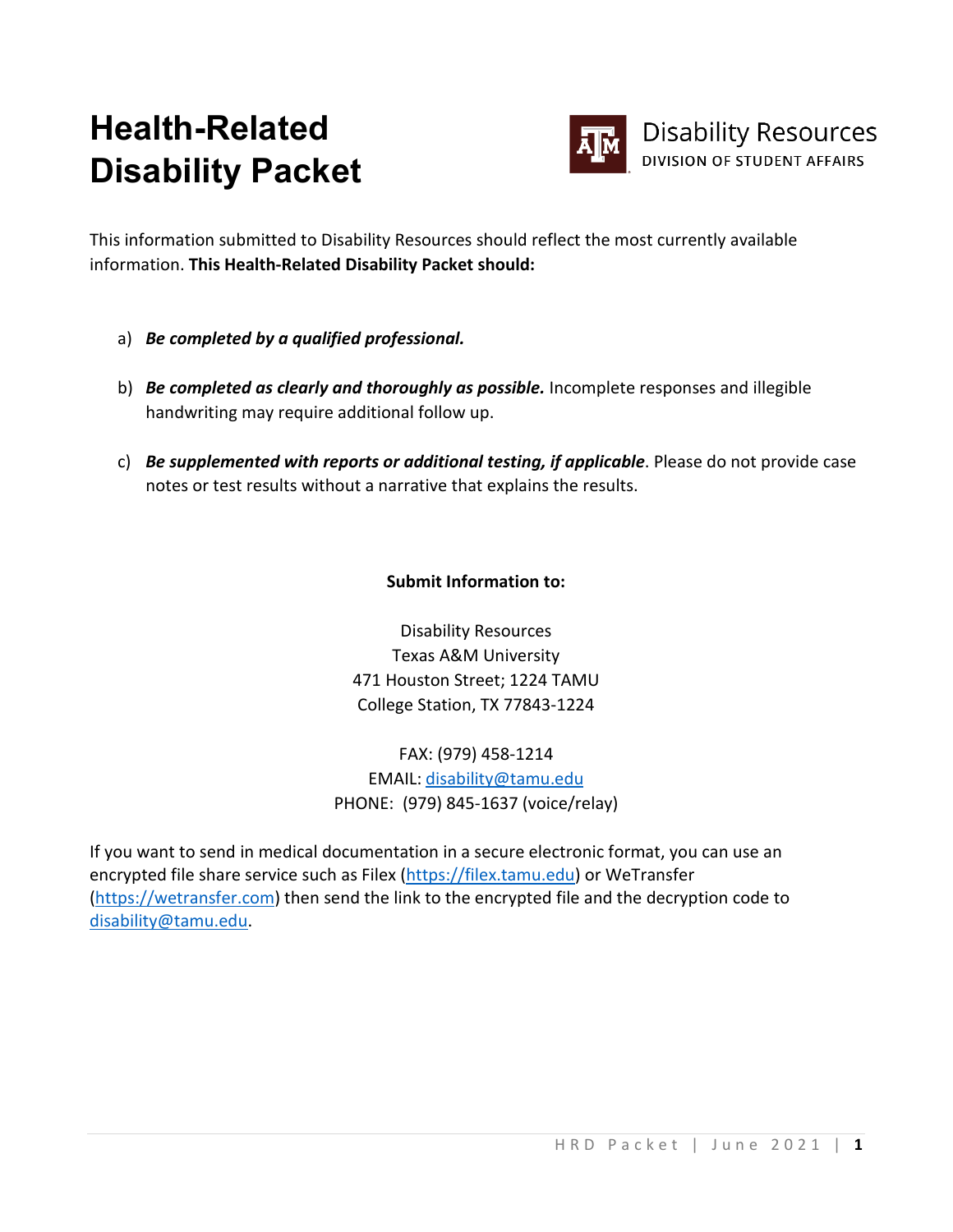# Health-Related Disability Packet

Disability Resources
DIVISION OF STUDENT AFFAIRS

This information submitted to Disability Resources should reflect the most currently available information. **This Health-Related Disability Packet should:**

a) ***Be completed by a qualified professional.***

b) ***Be completed as clearly and thoroughly as possible.*** Incomplete responses and illegible handwriting may require additional follow up.

c) ***Be supplemented with reports or additional testing, if applicable***. Please do not provide case notes or test results without a narrative that explains the results.

**Submit Information to:**

Disability Resources
Texas A&M University
471 Houston Street; 1224 TAMU
College Station, TX 77843-1224

FAX: (979) 458-1214
EMAIL: disability@tamu.edu
PHONE: (979) 845-1637 (voice/relay)

If you want to send in medical documentation in a secure electronic format, you can use an encrypted file share service such as Filex (https://filex.tamu.edu) or WeTransfer (https://wetransfer.com) then send the link to the encrypted file and the decryption code to disability@tamu.edu.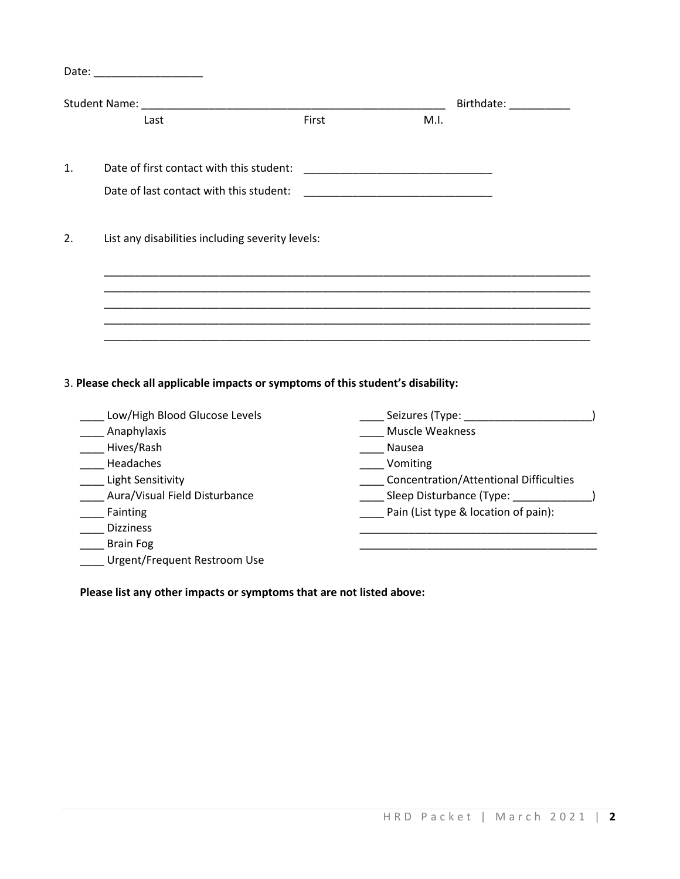Date: __________________

Student Name: ____________________________________________________ Birthdate: __________
Last First M.I.

1. Date of first contact with this student: _______________________________

   Date of last contact with this student: _______________________________

2. List any disabilities including severity levels:

   ___________________________________________________________________________________
   ___________________________________________________________________________________
   ___________________________________________________________________________________
   ___________________________________________________________________________________
   ___________________________________________________________________________________

3. **Please check all applicable impacts or symptoms of this student's disability:**

____ Low/High Blood Glucose Levels
____ Anaphylaxis
____ Hives/Rash
____ Headaches
____ Light Sensitivity
____ Aura/Visual Field Disturbance
____ Fainting
____ Dizziness
____ Brain Fog
____ Urgent/Frequent Restroom Use
____ Seizures (Type: _____________________)
____ Muscle Weakness
____ Nausea
____ Vomiting
____ Concentration/Attentional Difficulties
____ Sleep Disturbance (Type: _____________)
____ Pain (List type & location of pain):
________________________________________
________________________________________

**Please list any other impacts or symptoms that are not listed above:**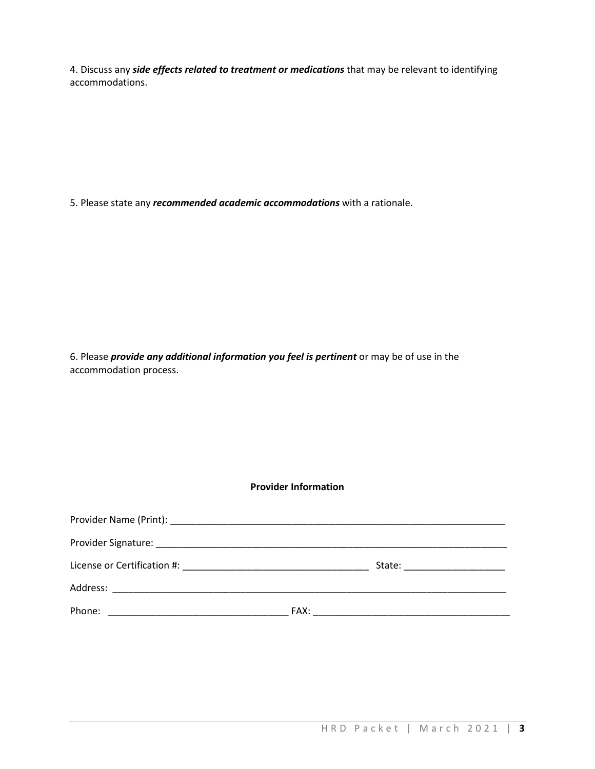4. Discuss any ***side effects related to treatment or medications*** that may be relevant to identifying accommodations.

5. Please state any ***recommended academic accommodations*** with a rationale.

6. Please ***provide any additional information you feel is pertinent*** or may be of use in the accommodation process.

**Provider Information**

Provider Name (Print): ___________________________________________________________________

Provider Signature: ______________________________________________________________________

License or Certification #: ___________________________________ State: ___________________

Address: _______________________________________________________________________________

Phone: _________________________________ FAX: _____________________________________